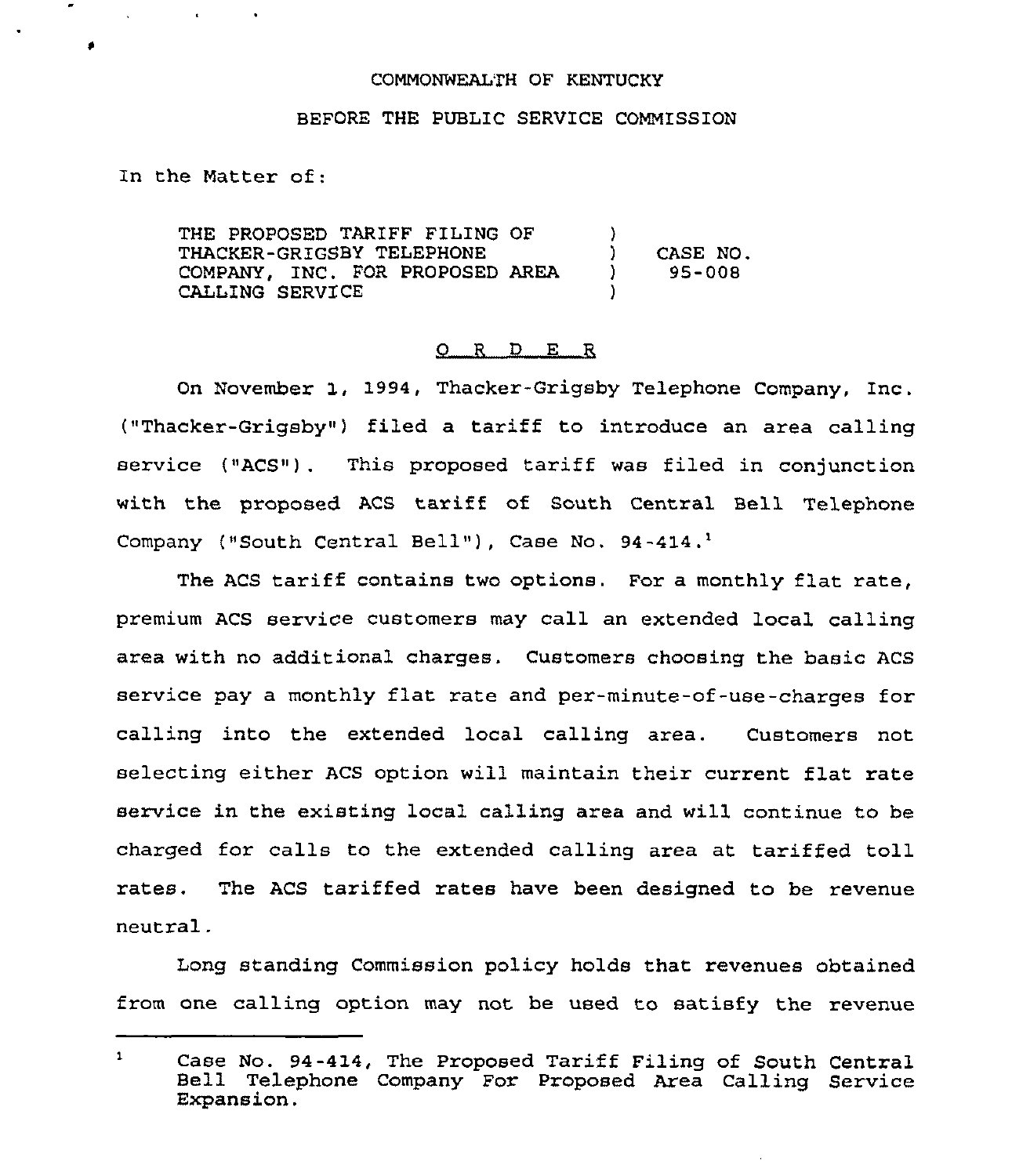COMMONWEALTH OF KENTUCKY

BEFORE THE PUBLIC SERVICE COMMISSION

In the Matter of:

| | | |
|---|---|---|
| THE PROPOSED TARIFF FILING OF THACKER-GRIGSBY TELEPHONE COMPANY, INC. FOR PROPOSED AREA CALLING SERVICE | ) ) ) ) | CASE NO. 95-008 |

O R D E R

On November 1, 1994, Thacker-Grigsby Telephone Company, Inc. ("Thacker-Grigsby") filed a tariff to introduce an area calling service ("ACS"). This proposed tariff was filed in conjunction with the proposed ACS tariff of South Central Bell Telephone Company ("South Central Bell"), Case No. 94-414.[1]

The ACS tariff contains two options. For a monthly flat rate, premium ACS service customers may call an extended local calling area with no additional charges. Customers choosing the basic ACS service pay a monthly flat rate and per-minute-of-use-charges for calling into the extended local calling area. Customers not selecting either ACS option will maintain their current flat rate service in the existing local calling area and will continue to be charged for calls to the extended calling area at tariffed toll rates. The ACS tariffed rates have been designed to be revenue neutral.

Long standing Commission policy holds that revenues obtained from one calling option may not be used to satisfy the revenue

---

[1] Case No. 94-414, The Proposed Tariff Filing of South Central Bell Telephone Company For Proposed Area Calling Service Expansion.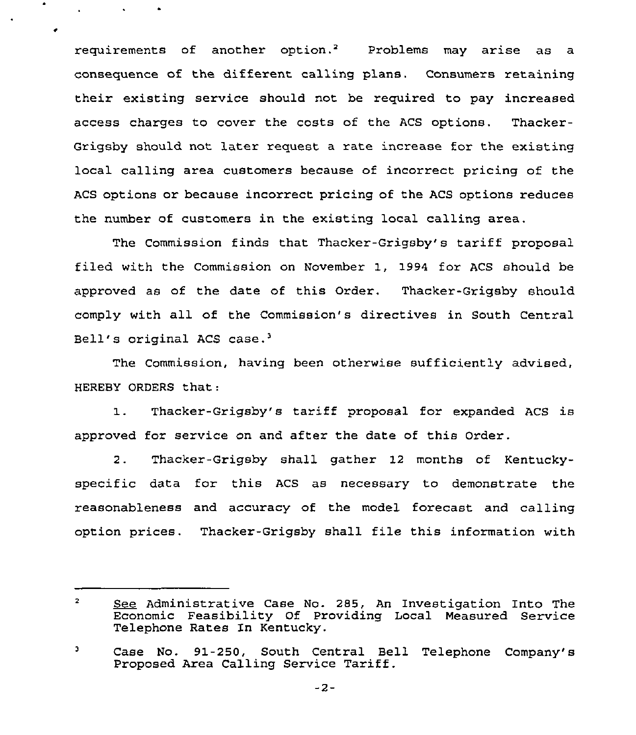requirements of another option.[2] Problems may arise as a consequence of the different calling plans. Consumers retaining their existing service should not be required to pay increased access charges to cover the costs of the ACS options. Thacker-Grigsby should not later request a rate increase for the existing local calling area customers because of incorrect pricing of the ACS options or because incorrect pricing of the ACS options reduces the number of customers in the existing local calling area.

The Commission finds that Thacker-Grigsby's tariff proposal filed with the Commission on November 1, 1994 for ACS should be approved as of the date of this Order. Thacker-Grigsby should comply with all of the Commission's directives in South Central Bell's original ACS case.[3]

The Commission, having been otherwise sufficiently advised, HEREBY ORDERS that:

1. Thacker-Grigsby's tariff proposal for expanded ACS is approved for service on and after the date of this Order.

2. Thacker-Grigsby shall gather 12 months of Kentucky-specific data for this ACS as necessary to demonstrate the reasonableness and accuracy of the model forecast and calling option prices. Thacker-Grigsby shall file this information with

---

[2] See Administrative Case No. 285, An Investigation Into The Economic Feasibility Of Providing Local Measured Service Telephone Rates In Kentucky.

[3] Case No. 91-250, South Central Bell Telephone Company's Proposed Area Calling Service Tariff.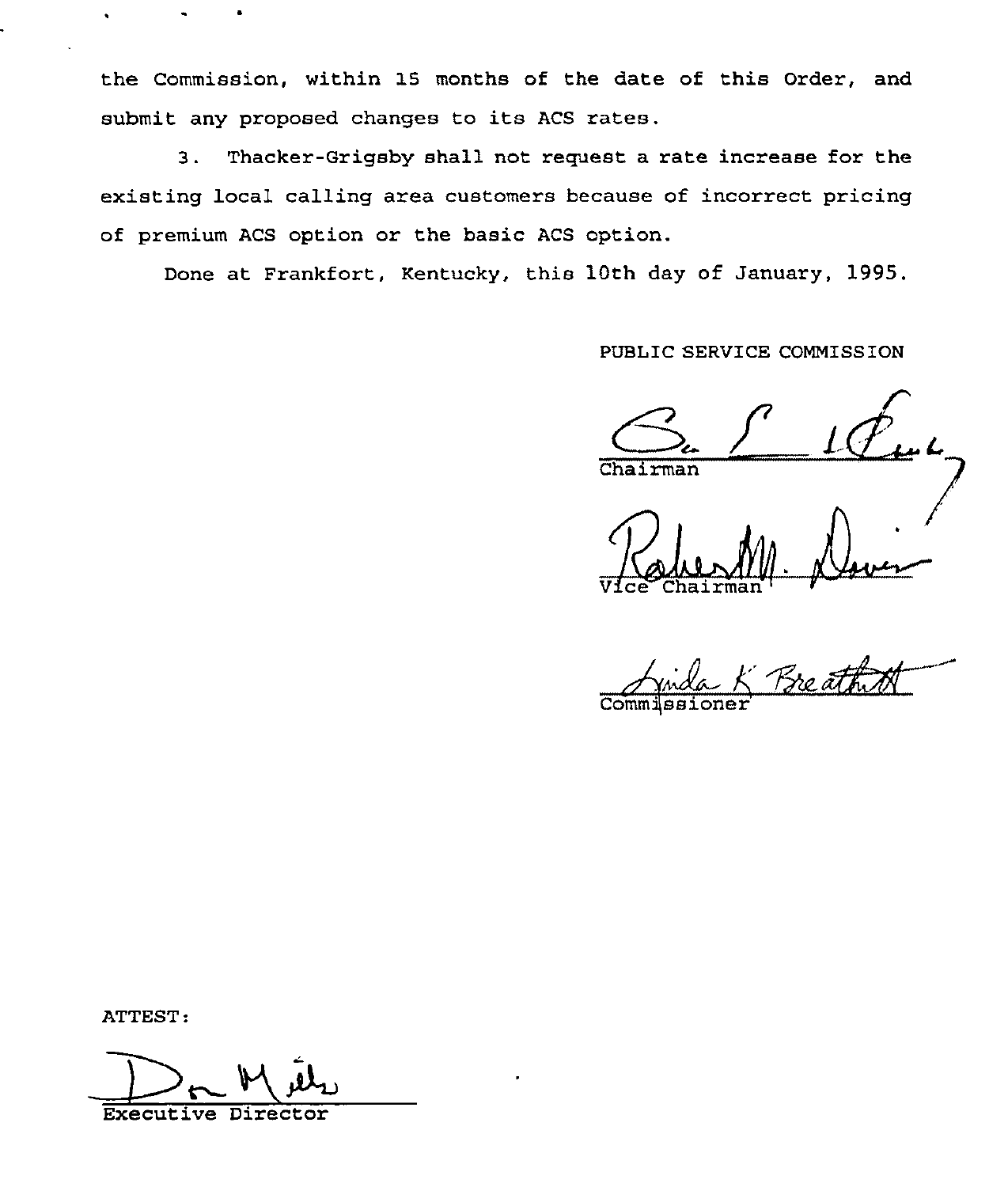the Commission, within 15 months of the date of this Order, and submit any proposed changes to its ACS rates.

3. Thacker-Grigsby shall not request a rate increase for the existing local calling area customers because of incorrect pricing of premium ACS option or the basic ACS option.

Done at Frankfort, Kentucky, this 10th day of January, 1995.

PUBLIC SERVICE COMMISSION

Chairman

Vice Chairman

Commissioner

ATTEST:

Executive Director